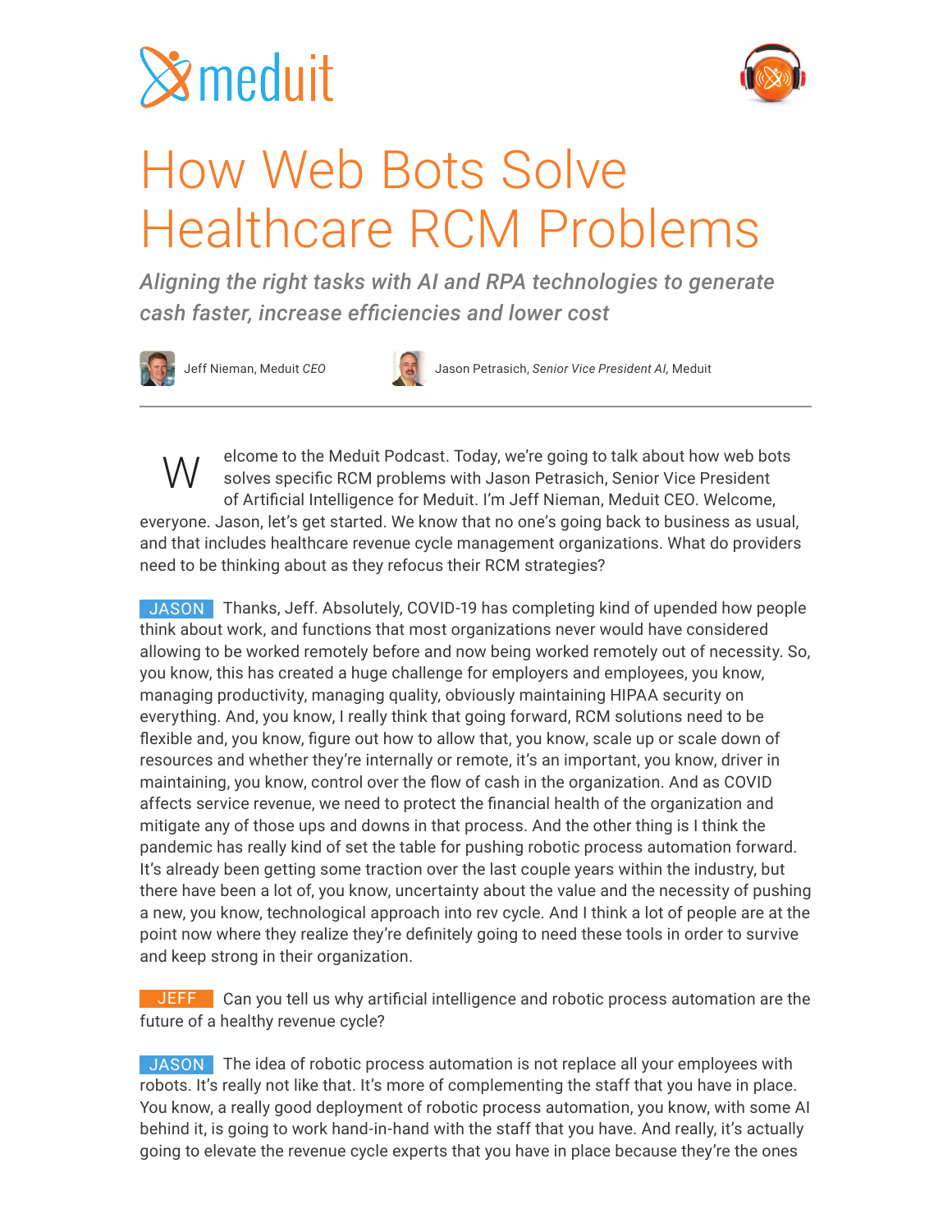meduit

# How Web Bots Solve Healthcare RCM Problems

*Aligning the right tasks with AI and RPA technologies to generate cash faster, increase efficiencies and lower cost*

Jeff Nieman, Meduit *CEO*

Jason Petrasich, *Senior Vice President AI,* Meduit

---

Welcome to the Meduit Podcast. Today, we're going to talk about how web bots solves specific RCM problems with Jason Petrasich, Senior Vice President of Artificial Intelligence for Meduit. I'm Jeff Nieman, Meduit CEO. Welcome, everyone. Jason, let's get started. We know that no one's going back to business as usual, and that includes healthcare revenue cycle management organizations. What do providers need to be thinking about as they refocus their RCM strategies?

**JASON** Thanks, Jeff. Absolutely, COVID-19 has completing kind of upended how people think about work, and functions that most organizations never would have considered allowing to be worked remotely before and now being worked remotely out of necessity. So, you know, this has created a huge challenge for employers and employees, you know, managing productivity, managing quality, obviously maintaining HIPAA security on everything. And, you know, I really think that going forward, RCM solutions need to be flexible and, you know, figure out how to allow that, you know, scale up or scale down of resources and whether they're internally or remote, it's an important, you know, driver in maintaining, you know, control over the flow of cash in the organization. And as COVID affects service revenue, we need to protect the financial health of the organization and mitigate any of those ups and downs in that process. And the other thing is I think the pandemic has really kind of set the table for pushing robotic process automation forward. It's already been getting some traction over the last couple years within the industry, but there have been a lot of, you know, uncertainty about the value and the necessity of pushing a new, you know, technological approach into rev cycle. And I think a lot of people are at the point now where they realize they're definitely going to need these tools in order to survive and keep strong in their organization.

**JEFF** Can you tell us why artificial intelligence and robotic process automation are the future of a healthy revenue cycle?

**JASON** The idea of robotic process automation is not replace all your employees with robots. It's really not like that. It's more of complementing the staff that you have in place. You know, a really good deployment of robotic process automation, you know, with some AI behind it, is going to work hand-in-hand with the staff that you have. And really, it's actually going to elevate the revenue cycle experts that you have in place because they're the ones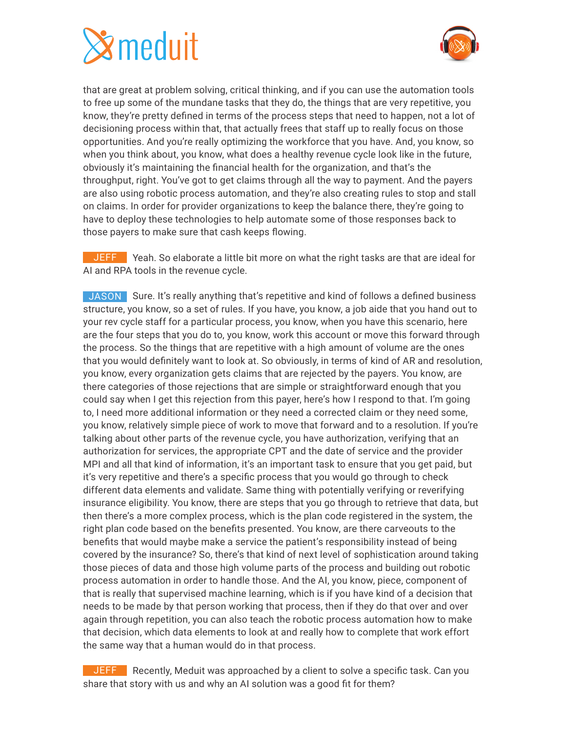that are great at problem solving, critical thinking, and if you can use the automation tools to free up some of the mundane tasks that they do, the things that are very repetitive, you know, they're pretty defined in terms of the process steps that need to happen, not a lot of decisioning process within that, that actually frees that staff up to really focus on those opportunities. And you're really optimizing the workforce that you have. And, you know, so when you think about, you know, what does a healthy revenue cycle look like in the future, obviously it's maintaining the financial health for the organization, and that's the throughput, right. You've got to get claims through all the way to payment. And the payers are also using robotic process automation, and they're also creating rules to stop and stall on claims. In order for provider organizations to keep the balance there, they're going to have to deploy these technologies to help automate some of those responses back to those payers to make sure that cash keeps flowing.

**JEFF** Yeah. So elaborate a little bit more on what the right tasks are that are ideal for AI and RPA tools in the revenue cycle.

**JASON** Sure. It's really anything that's repetitive and kind of follows a defined business structure, you know, so a set of rules. If you have, you know, a job aide that you hand out to your rev cycle staff for a particular process, you know, when you have this scenario, here are the four steps that you do to, you know, work this account or move this forward through the process. So the things that are repetitive with a high amount of volume are the ones that you would definitely want to look at. So obviously, in terms of kind of AR and resolution, you know, every organization gets claims that are rejected by the payers. You know, are there categories of those rejections that are simple or straightforward enough that you could say when I get this rejection from this payer, here's how I respond to that. I'm going to, I need more additional information or they need a corrected claim or they need some, you know, relatively simple piece of work to move that forward and to a resolution. If you're talking about other parts of the revenue cycle, you have authorization, verifying that an authorization for services, the appropriate CPT and the date of service and the provider MPI and all that kind of information, it's an important task to ensure that you get paid, but it's very repetitive and there's a specific process that you would go through to check different data elements and validate. Same thing with potentially verifying or reverifying insurance eligibility. You know, there are steps that you go through to retrieve that data, but then there's a more complex process, which is the plan code registered in the system, the right plan code based on the benefits presented. You know, are there carveouts to the benefits that would maybe make a service the patient's responsibility instead of being covered by the insurance? So, there's that kind of next level of sophistication around taking those pieces of data and those high volume parts of the process and building out robotic process automation in order to handle those. And the AI, you know, piece, component of that is really that supervised machine learning, which is if you have kind of a decision that needs to be made by that person working that process, then if they do that over and over again through repetition, you can also teach the robotic process automation how to make that decision, which data elements to look at and really how to complete that work effort the same way that a human would do in that process.

**JEFF** Recently, Meduit was approached by a client to solve a specific task. Can you share that story with us and why an AI solution was a good fit for them?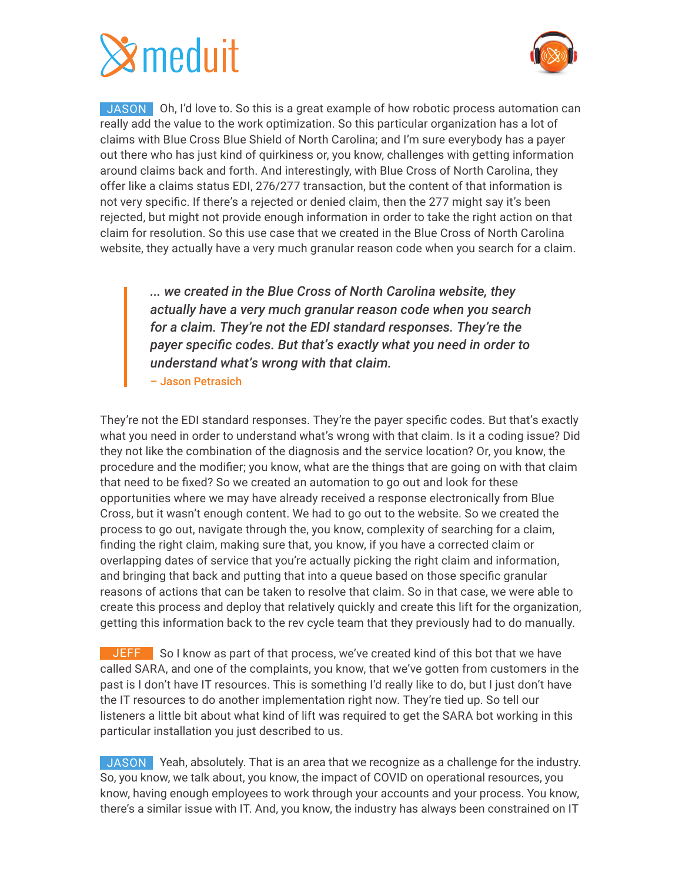**JASON** Oh, I'd love to. So this is a great example of how robotic process automation can really add the value to the work optimization. So this particular organization has a lot of claims with Blue Cross Blue Shield of North Carolina; and I'm sure everybody has a payer out there who has just kind of quirkiness or, you know, challenges with getting information around claims back and forth. And interestingly, with Blue Cross of North Carolina, they offer like a claims status EDI, 276/277 transaction, but the content of that information is not very specific. If there's a rejected or denied claim, then the 277 might say it's been rejected, but might not provide enough information in order to take the right action on that claim for resolution. So this use case that we created in the Blue Cross of North Carolina website, they actually have a very much granular reason code when you search for a claim.

> ***... we created in the Blue Cross of North Carolina website, they actually have a very much granular reason code when you search for a claim. They're not the EDI standard responses. They're the payer specific codes. But that's exactly what you need in order to understand what's wrong with that claim.***
>
> – Jason Petrasich

They're not the EDI standard responses. They're the payer specific codes. But that's exactly what you need in order to understand what's wrong with that claim. Is it a coding issue? Did they not like the combination of the diagnosis and the service location? Or, you know, the procedure and the modifier; you know, what are the things that are going on with that claim that need to be fixed? So we created an automation to go out and look for these opportunities where we may have already received a response electronically from Blue Cross, but it wasn't enough content. We had to go out to the website. So we created the process to go out, navigate through the, you know, complexity of searching for a claim, finding the right claim, making sure that, you know, if you have a corrected claim or overlapping dates of service that you're actually picking the right claim and information, and bringing that back and putting that into a queue based on those specific granular reasons of actions that can be taken to resolve that claim. So in that case, we were able to create this process and deploy that relatively quickly and create this lift for the organization, getting this information back to the rev cycle team that they previously had to do manually.

**JEFF** So I know as part of that process, we've created kind of this bot that we have called SARA, and one of the complaints, you know, that we've gotten from customers in the past is I don't have IT resources. This is something I'd really like to do, but I just don't have the IT resources to do another implementation right now. They're tied up. So tell our listeners a little bit about what kind of lift was required to get the SARA bot working in this particular installation you just described to us.

**JASON** Yeah, absolutely. That is an area that we recognize as a challenge for the industry. So, you know, we talk about, you know, the impact of COVID on operational resources, you know, having enough employees to work through your accounts and your process. You know, there's a similar issue with IT. And, you know, the industry has always been constrained on IT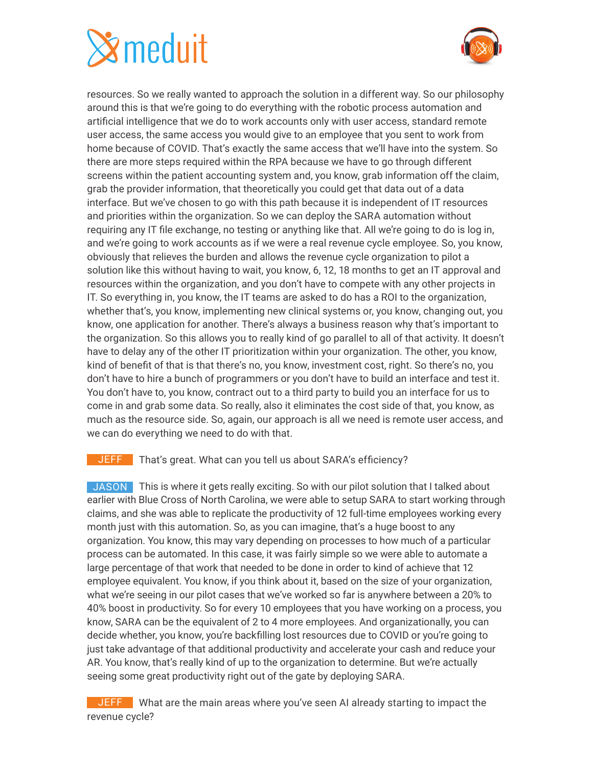resources. So we really wanted to approach the solution in a different way. So our philosophy around this is that we're going to do everything with the robotic process automation and artificial intelligence that we do to work accounts only with user access, standard remote user access, the same access you would give to an employee that you sent to work from home because of COVID. That's exactly the same access that we'll have into the system. So there are more steps required within the RPA because we have to go through different screens within the patient accounting system and, you know, grab information off the claim, grab the provider information, that theoretically you could get that data out of a data interface. But we've chosen to go with this path because it is independent of IT resources and priorities within the organization. So we can deploy the SARA automation without requiring any IT file exchange, no testing or anything like that. All we're going to do is log in, and we're going to work accounts as if we were a real revenue cycle employee. So, you know, obviously that relieves the burden and allows the revenue cycle organization to pilot a solution like this without having to wait, you know, 6, 12, 18 months to get an IT approval and resources within the organization, and you don't have to compete with any other projects in IT. So everything in, you know, the IT teams are asked to do has a ROI to the organization, whether that's, you know, implementing new clinical systems or, you know, changing out, you know, one application for another. There's always a business reason why that's important to the organization. So this allows you to really kind of go parallel to all of that activity. It doesn't have to delay any of the other IT prioritization within your organization. The other, you know, kind of benefit of that is that there's no, you know, investment cost, right. So there's no, you don't have to hire a bunch of programmers or you don't have to build an interface and test it. You don't have to, you know, contract out to a third party to build you an interface for us to come in and grab some data. So really, also it eliminates the cost side of that, you know, as much as the resource side. So, again, our approach is all we need is remote user access, and we can do everything we need to do with that.

**JEFF** That's great. What can you tell us about SARA's efficiency?

**JASON** This is where it gets really exciting. So with our pilot solution that I talked about earlier with Blue Cross of North Carolina, we were able to setup SARA to start working through claims, and she was able to replicate the productivity of 12 full-time employees working every month just with this automation. So, as you can imagine, that's a huge boost to any organization. You know, this may vary depending on processes to how much of a particular process can be automated. In this case, it was fairly simple so we were able to automate a large percentage of that work that needed to be done in order to kind of achieve that 12 employee equivalent. You know, if you think about it, based on the size of your organization, what we're seeing in our pilot cases that we've worked so far is anywhere between a 20% to 40% boost in productivity. So for every 10 employees that you have working on a process, you know, SARA can be the equivalent of 2 to 4 more employees. And organizationally, you can decide whether, you know, you're backfilling lost resources due to COVID or you're going to just take advantage of that additional productivity and accelerate your cash and reduce your AR. You know, that's really kind of up to the organization to determine. But we're actually seeing some great productivity right out of the gate by deploying SARA.

**JEFF** What are the main areas where you've seen AI already starting to impact the revenue cycle?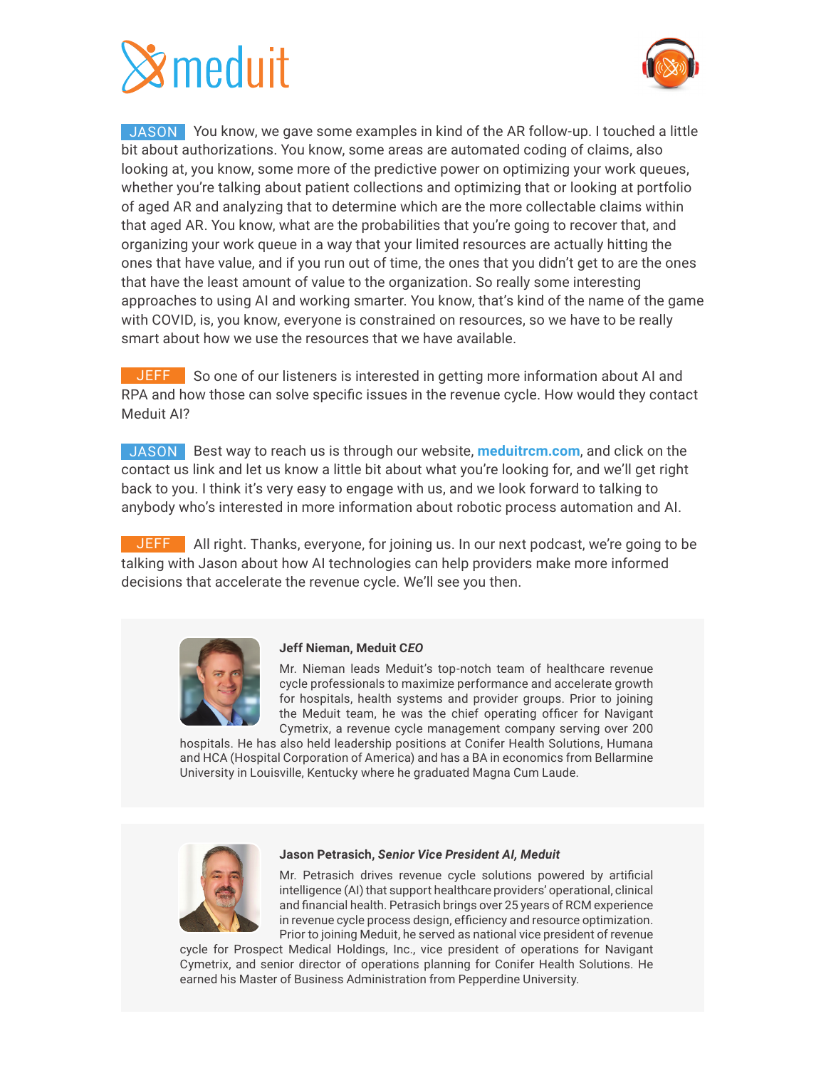**JASON** You know, we gave some examples in kind of the AR follow-up. I touched a little bit about authorizations. You know, some areas are automated coding of claims, also looking at, you know, some more of the predictive power on optimizing your work queues, whether you're talking about patient collections and optimizing that or looking at portfolio of aged AR and analyzing that to determine which are the more collectable claims within that aged AR. You know, what are the probabilities that you're going to recover that, and organizing your work queue in a way that your limited resources are actually hitting the ones that have value, and if you run out of time, the ones that you didn't get to are the ones that have the least amount of value to the organization. So really some interesting approaches to using AI and working smarter. You know, that's kind of the name of the game with COVID, is, you know, everyone is constrained on resources, so we have to be really smart about how we use the resources that we have available.

**JEFF** So one of our listeners is interested in getting more information about AI and RPA and how those can solve specific issues in the revenue cycle. How would they contact Meduit AI?

**JASON** Best way to reach us is through our website, **meduitrcm.com**, and click on the contact us link and let us know a little bit about what you're looking for, and we'll get right back to you. I think it's very easy to engage with us, and we look forward to talking to anybody who's interested in more information about robotic process automation and AI.

**JEFF** All right. Thanks, everyone, for joining us. In our next podcast, we're going to be talking with Jason about how AI technologies can help providers make more informed decisions that accelerate the revenue cycle. We'll see you then.

**Jeff Nieman, Meduit *CEO***

Mr. Nieman leads Meduit's top-notch team of healthcare revenue cycle professionals to maximize performance and accelerate growth for hospitals, health systems and provider groups. Prior to joining the Meduit team, he was the chief operating officer for Navigant Cymetrix, a revenue cycle management company serving over 200 hospitals. He has also held leadership positions at Conifer Health Solutions, Humana and HCA (Hospital Corporation of America) and has a BA in economics from Bellarmine University in Louisville, Kentucky where he graduated Magna Cum Laude.

**Jason Petrasich, *Senior Vice President AI, Meduit***

Mr. Petrasich drives revenue cycle solutions powered by artificial intelligence (AI) that support healthcare providers' operational, clinical and financial health. Petrasich brings over 25 years of RCM experience in revenue cycle process design, efficiency and resource optimization. Prior to joining Meduit, he served as national vice president of revenue cycle for Prospect Medical Holdings, Inc., vice president of operations for Navigant Cymetrix, and senior director of operations planning for Conifer Health Solutions. He earned his Master of Business Administration from Pepperdine University.